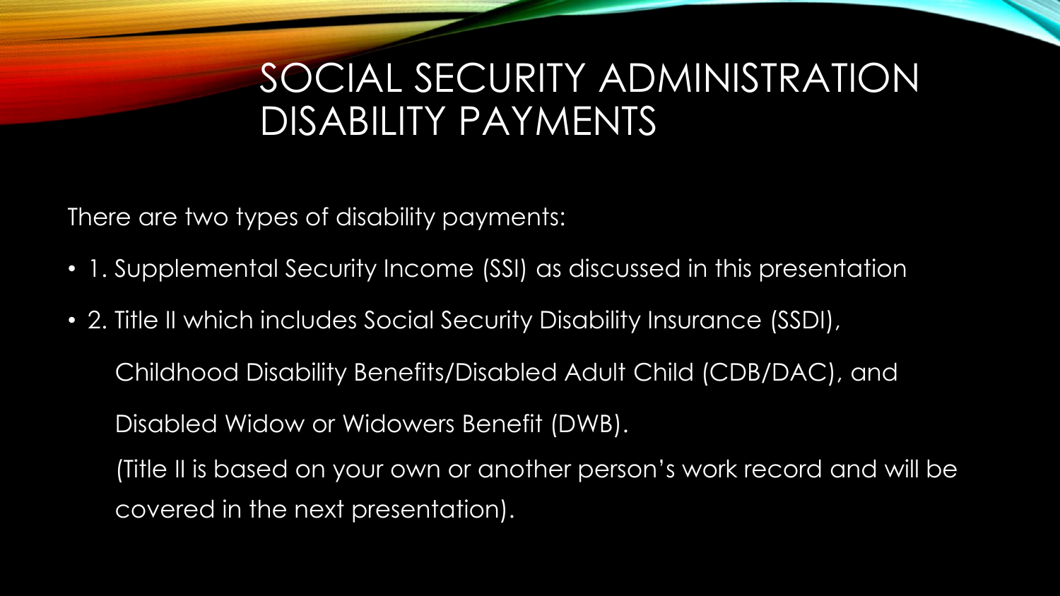# SOCIAL SECURITY ADMINISTRATION DISABILITY PAYMENTS

There are two types of disability payments:

- 1. Supplemental Security Income (SSI) as discussed in this presentation
- 2. Title II which includes Social Security Disability Insurance (SSDI),

  Childhood Disability Benefits/Disabled Adult Child (CDB/DAC), and

  Disabled Widow or Widowers Benefit (DWB).

  (Title II is based on your own or another person's work record and will be covered in the next presentation).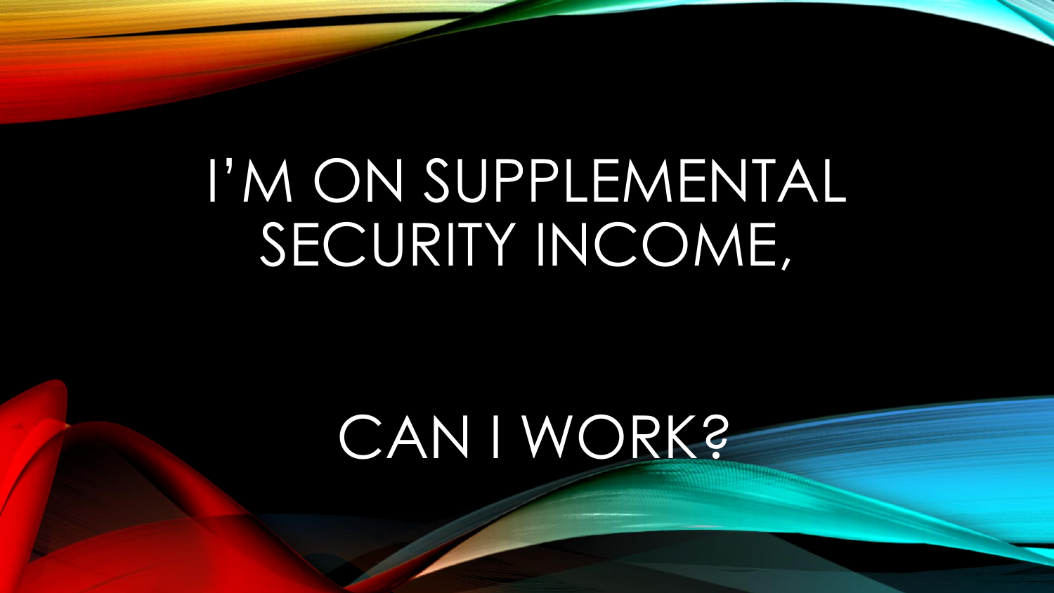# I'M ON SUPPLEMENTAL SECURITY INCOME,

# CAN I WORK?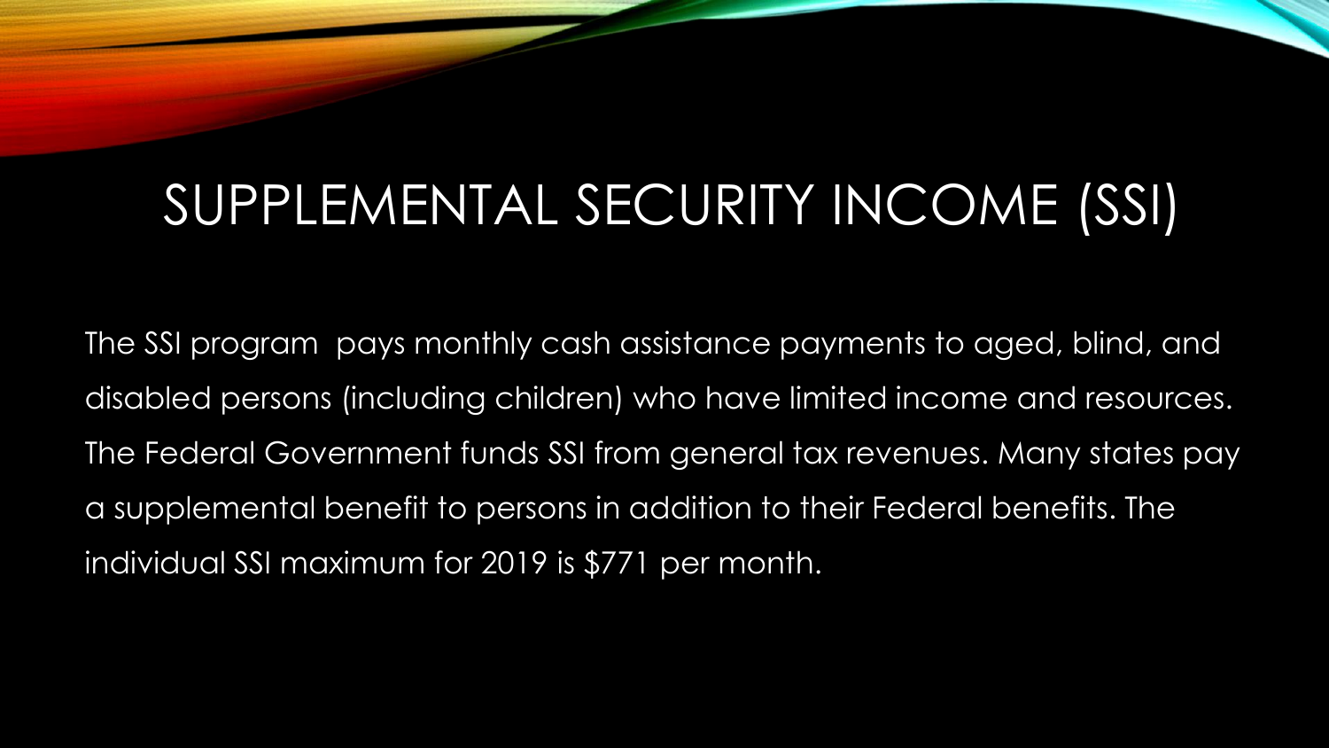# SUPPLEMENTAL SECURITY INCOME (SSI)

The SSI program pays monthly cash assistance payments to aged, blind, and disabled persons (including children) who have limited income and resources. The Federal Government funds SSI from general tax revenues. Many states pay a supplemental benefit to persons in addition to their Federal benefits. The individual SSI maximum for 2019 is $771 per month.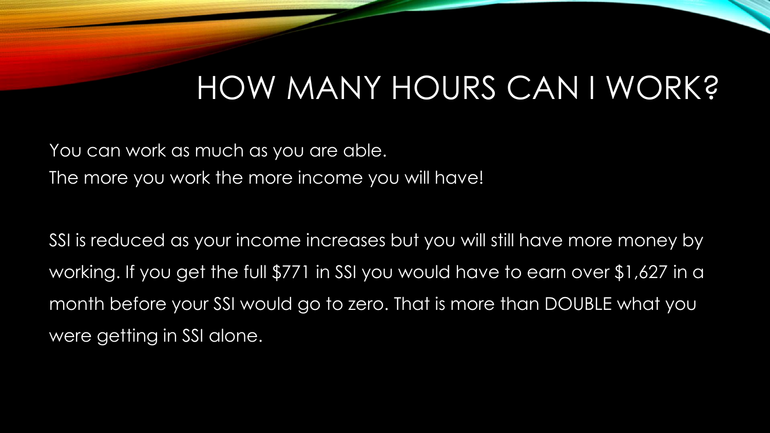# HOW MANY HOURS CAN I WORK?

You can work as much as you are able.
The more you work the more income you will have!

SSI is reduced as your income increases but you will still have more money by working. If you get the full $771 in SSI you would have to earn over $1,627 in a month before your SSI would go to zero. That is more than DOUBLE what you were getting in SSI alone.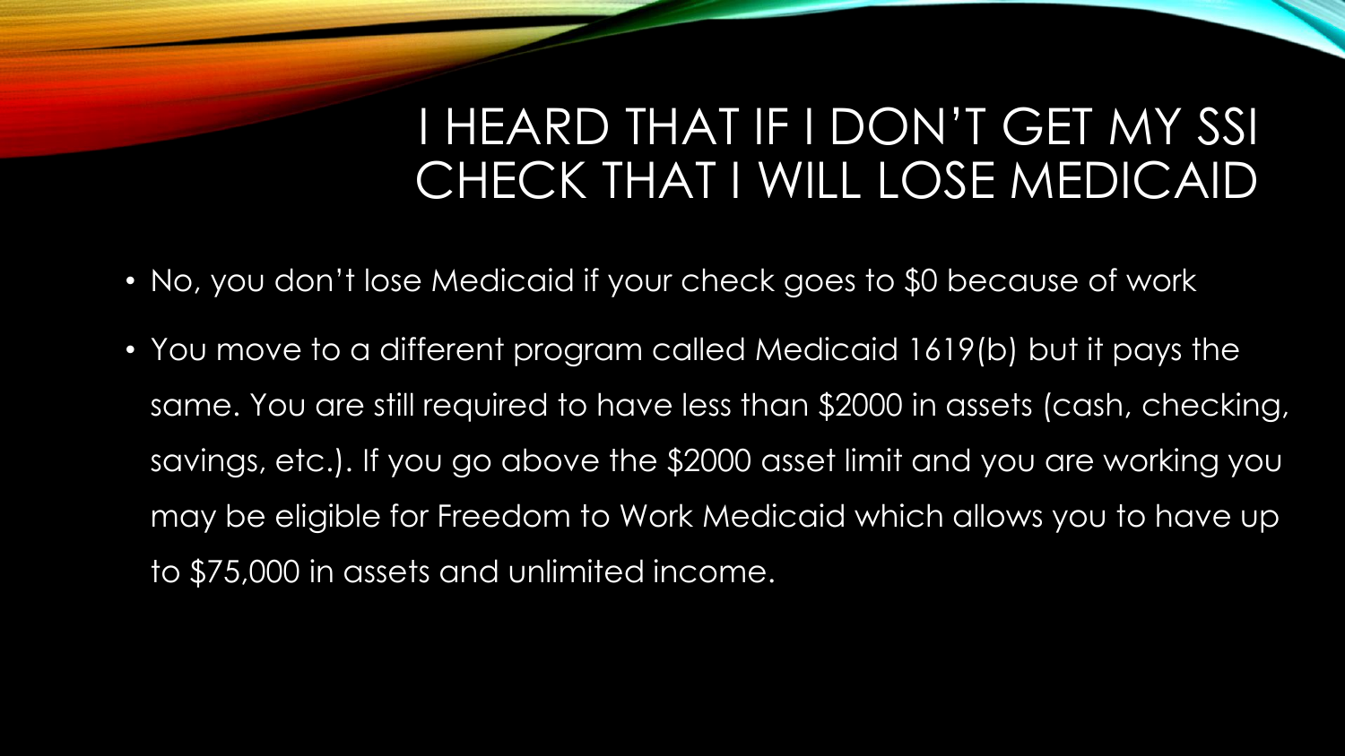# I HEARD THAT IF I DON'T GET MY SSI CHECK THAT I WILL LOSE MEDICAID

- No, you don't lose Medicaid if your check goes to $0 because of work
- You move to a different program called Medicaid 1619(b) but it pays the same. You are still required to have less than $2000 in assets (cash, checking, savings, etc.). If you go above the $2000 asset limit and you are working you may be eligible for Freedom to Work Medicaid which allows you to have up to $75,000 in assets and unlimited income.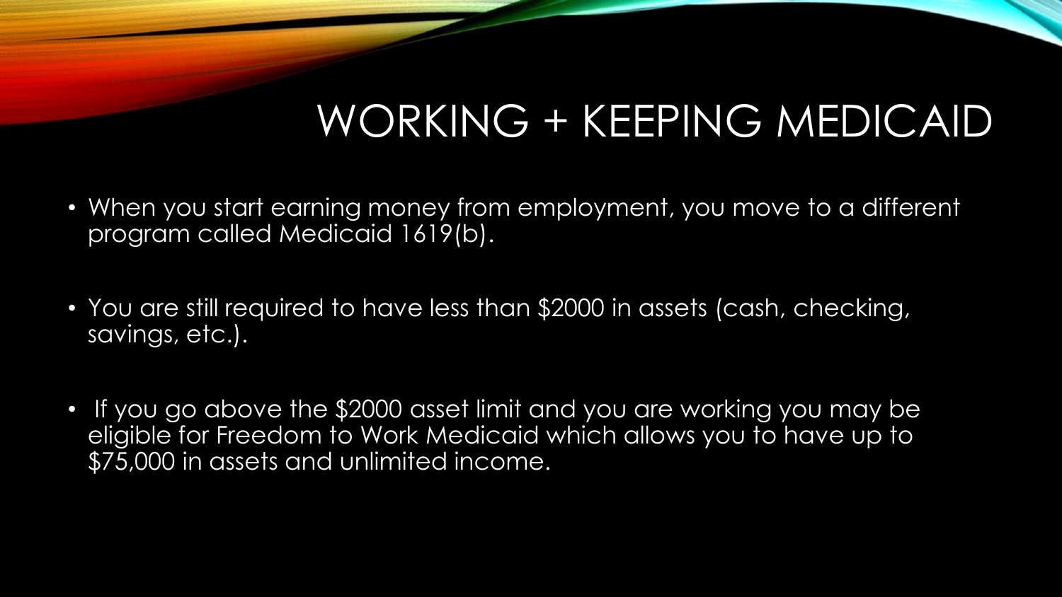# WORKING + KEEPING MEDICAID

- When you start earning money from employment, you move to a different program called Medicaid 1619(b).
- You are still required to have less than $2000 in assets (cash, checking, savings, etc.).
- If you go above the $2000 asset limit and you are working you may be eligible for Freedom to Work Medicaid which allows you to have up to $75,000 in assets and unlimited income.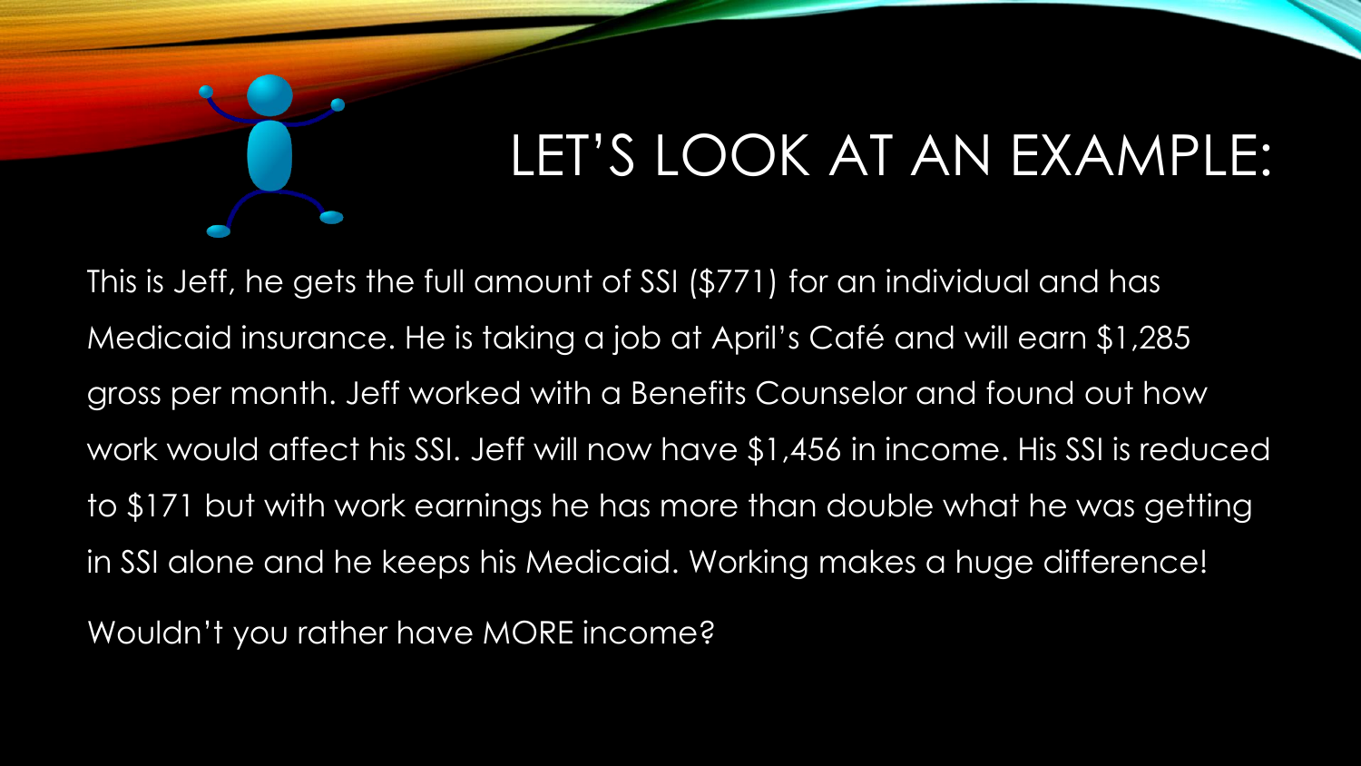# LET'S LOOK AT AN EXAMPLE:

This is Jeff, he gets the full amount of SSI ($771) for an individual and has Medicaid insurance. He is taking a job at April's Café and will earn $1,285 gross per month. Jeff worked with a Benefits Counselor and found out how work would affect his SSI. Jeff will now have $1,456 in income. His SSI is reduced to $171 but with work earnings he has more than double what he was getting in SSI alone and he keeps his Medicaid. Working makes a huge difference!

Wouldn't you rather have MORE income?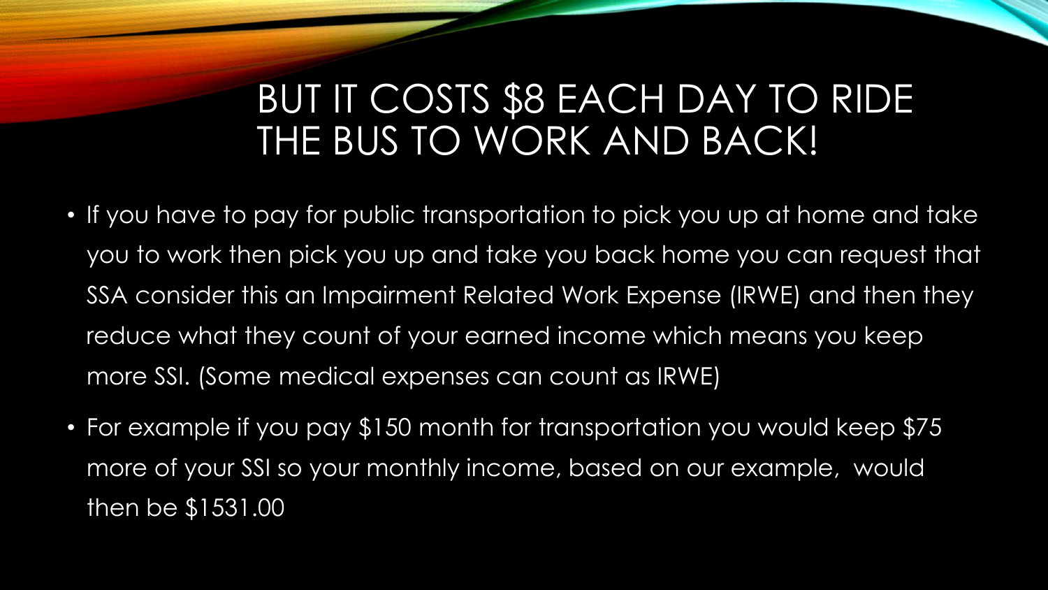# BUT IT COSTS $8 EACH DAY TO RIDE THE BUS TO WORK AND BACK!

- If you have to pay for public transportation to pick you up at home and take you to work then pick you up and take you back home you can request that SSA consider this an Impairment Related Work Expense (IRWE) and then they reduce what they count of your earned income which means you keep more SSI. (Some medical expenses can count as IRWE)
- For example if you pay $150 month for transportation you would keep $75 more of your SSI so your monthly income, based on our example, would then be $1531.00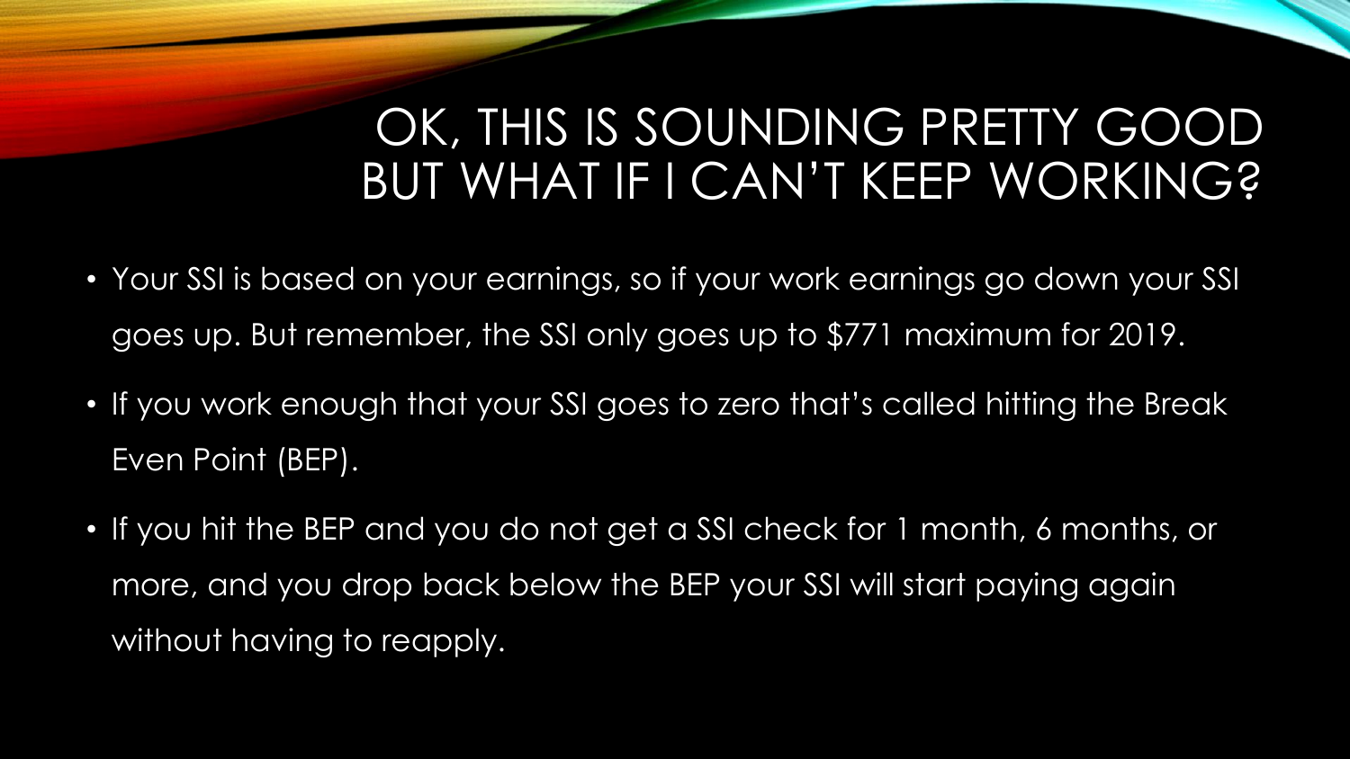# OK, THIS IS SOUNDING PRETTY GOOD BUT WHAT IF I CAN'T KEEP WORKING?

- Your SSI is based on your earnings, so if your work earnings go down your SSI goes up. But remember, the SSI only goes up to $771 maximum for 2019.
- If you work enough that your SSI goes to zero that's called hitting the Break Even Point (BEP).
- If you hit the BEP and you do not get a SSI check for 1 month, 6 months, or more, and you drop back below the BEP your SSI will start paying again without having to reapply.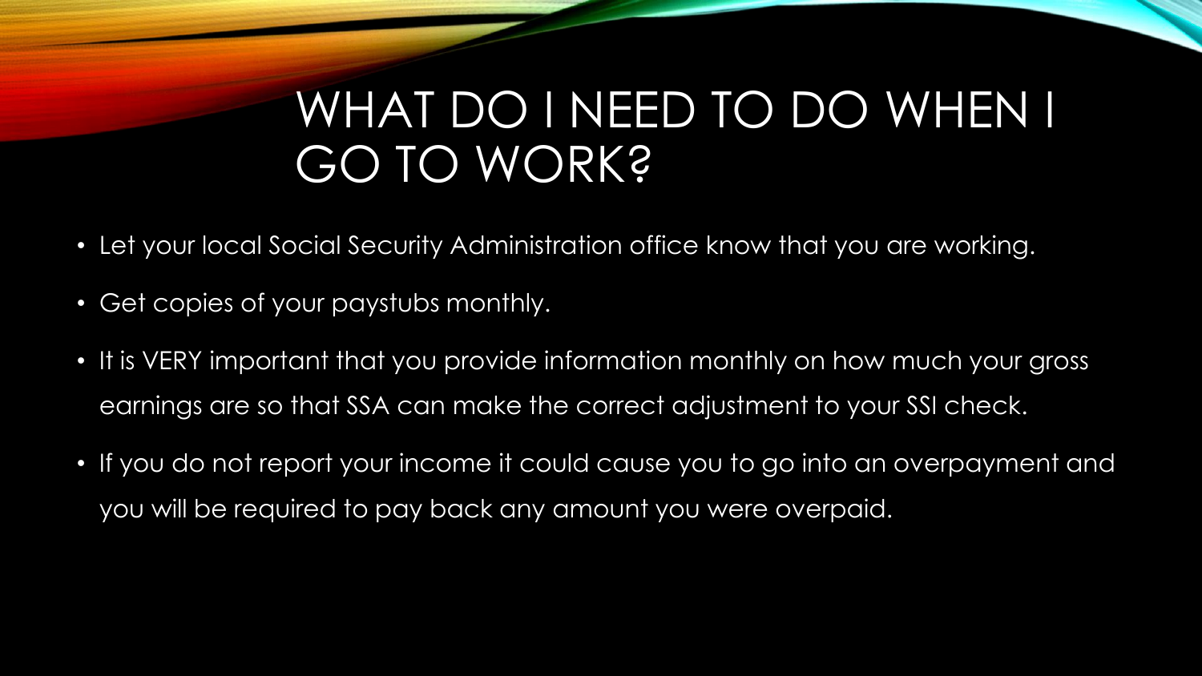# WHAT DO I NEED TO DO WHEN I GO TO WORK?

- Let your local Social Security Administration office know that you are working.
- Get copies of your paystubs monthly.
- It is VERY important that you provide information monthly on how much your gross earnings are so that SSA can make the correct adjustment to your SSI check.
- If you do not report your income it could cause you to go into an overpayment and you will be required to pay back any amount you were overpaid.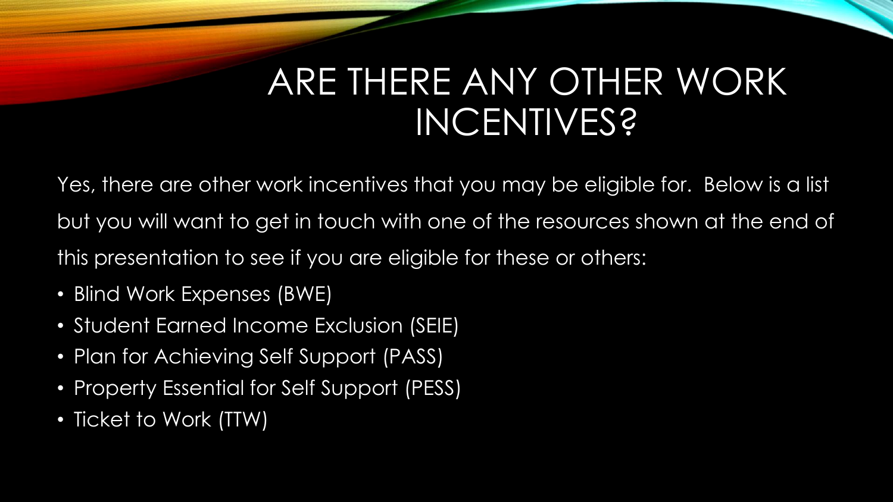# ARE THERE ANY OTHER WORK INCENTIVES?

Yes, there are other work incentives that you may be eligible for. Below is a list but you will want to get in touch with one of the resources shown at the end of this presentation to see if you are eligible for these or others:

- Blind Work Expenses (BWE)
- Student Earned Income Exclusion (SEIE)
- Plan for Achieving Self Support (PASS)
- Property Essential for Self Support (PESS)
- Ticket to Work (TTW)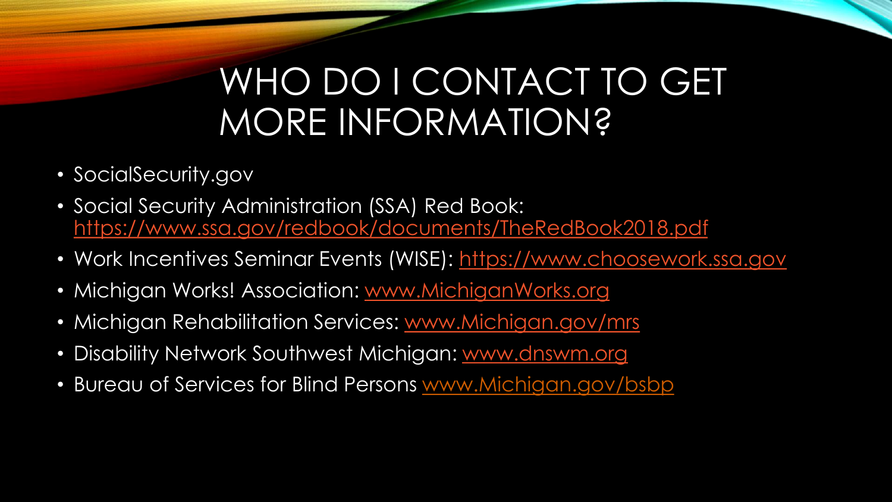# WHO DO I CONTACT TO GET MORE INFORMATION?

- SocialSecurity.gov
- Social Security Administration (SSA) Red Book: https://www.ssa.gov/redbook/documents/TheRedBook2018.pdf
- Work Incentives Seminar Events (WISE): https://www.choosework.ssa.gov
- Michigan Works! Association: www.MichiganWorks.org
- Michigan Rehabilitation Services: www.Michigan.gov/mrs
- Disability Network Southwest Michigan: www.dnswm.org
- Bureau of Services for Blind Persons www.Michigan.gov/bsbp